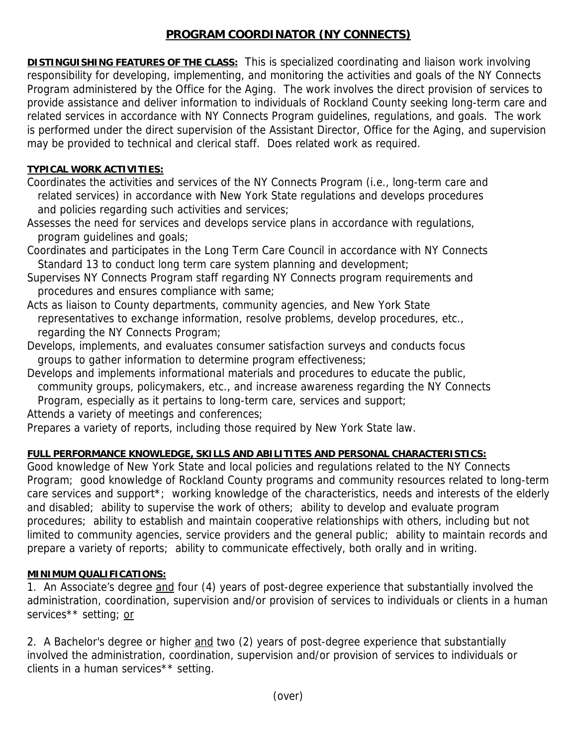# PROGRAM COORDINATOR (NY CONNECTS)

**DISTINGUISHING FEATURES OF THE CLASS:** This is specialized coordinating and liaison work involving responsibility for developing, implementing, and monitoring the activities and goals of the NY Connects Program administered by the Office for the Aging. The work involves the direct provision of services to provide assistance and deliver information to individuals of Rockland County seeking long-term care and related services in accordance with NY Connects Program guidelines, regulations, and goals. The work is performed under the direct supervision of the Assistant Director, Office for the Aging, and supervision may be provided to technical and clerical staff. Does related work as required.

**TYPICAL WORK ACTIVITIES:**

Coordinates the activities and services of the NY Connects Program (i.e., long-term care and related services) in accordance with New York State regulations and develops procedures and policies regarding such activities and services;

Assesses the need for services and develops service plans in accordance with regulations, program guidelines and goals;

Coordinates and participates in the Long Term Care Council in accordance with NY Connects Standard 13 to conduct long term care system planning and development;

Supervises NY Connects Program staff regarding NY Connects program requirements and procedures and ensures compliance with same;

Acts as liaison to County departments, community agencies, and New York State representatives to exchange information, resolve problems, develop procedures, etc., regarding the NY Connects Program;

Develops, implements, and evaluates consumer satisfaction surveys and conducts focus groups to gather information to determine program effectiveness;

Develops and implements informational materials and procedures to educate the public, community groups, policymakers, etc., and increase awareness regarding the NY Connects Program, especially as it pertains to long-term care, services and support;

Attends a variety of meetings and conferences;

Prepares a variety of reports, including those required by New York State law.

**FULL PERFORMANCE KNOWLEDGE, SKILLS AND ABILITITES AND PERSONAL CHARACTERISTICS:**

Good knowledge of New York State and local policies and regulations related to the NY Connects Program; good knowledge of Rockland County programs and community resources related to long-term care services and support*; working knowledge of the characteristics, needs and interests of the elderly and disabled; ability to supervise the work of others; ability to develop and evaluate program procedures; ability to establish and maintain cooperative relationships with others, including but not limited to community agencies, service providers and the general public; ability to maintain records and prepare a variety of reports; ability to communicate effectively, both orally and in writing.

**MINIMUM QUALIFICATIONS:**

1. An Associate's degree <u>and</u> four (4) years of post-degree experience that substantially involved the administration, coordination, supervision and/or provision of services to individuals or clients in a human services** setting; <u>or</u>

2. A Bachelor's degree or higher <u>and</u> two (2) years of post-degree experience that substantially involved the administration, coordination, supervision and/or provision of services to individuals or clients in a human services** setting.

(over)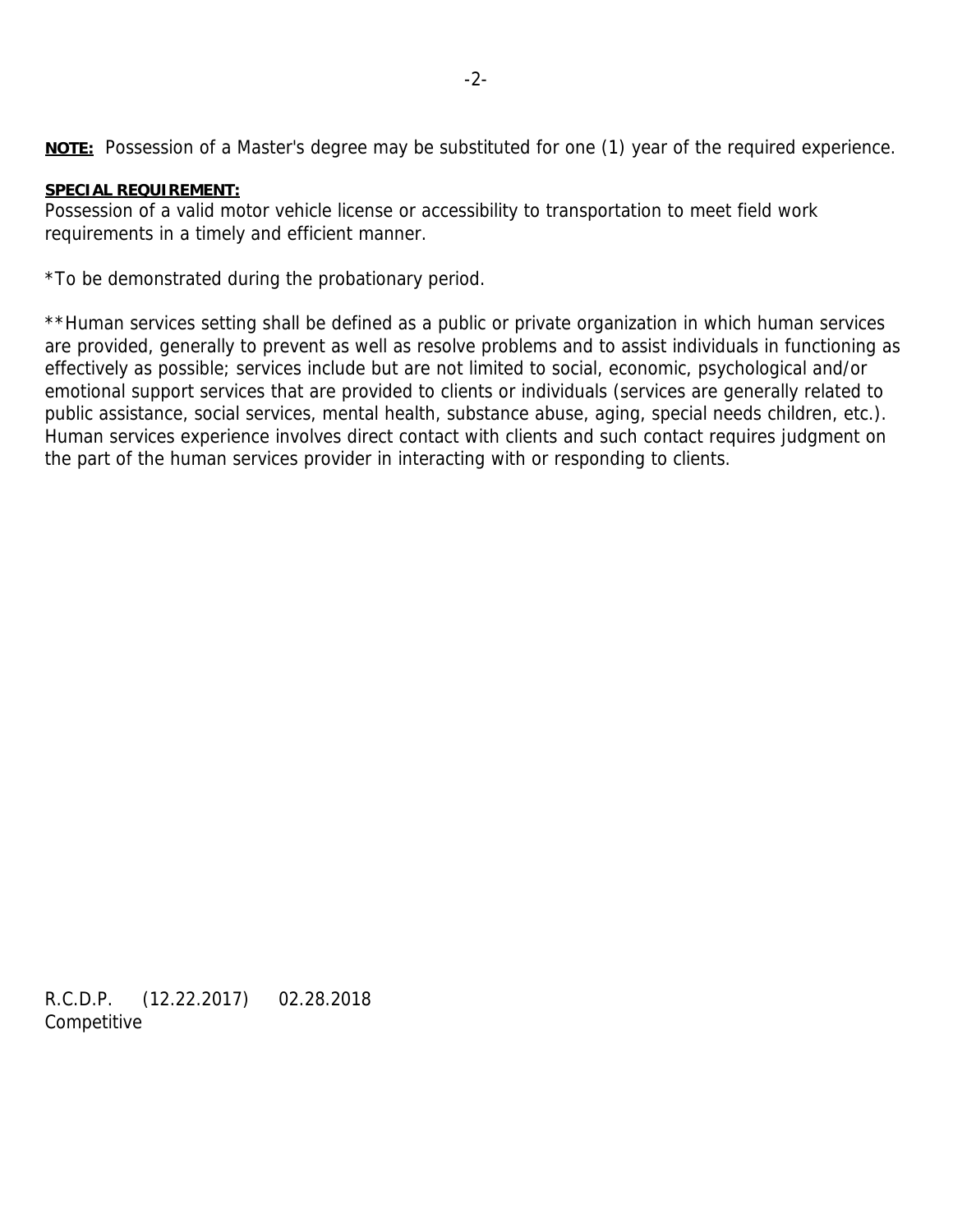**NOTE:** Possession of a Master's degree may be substituted for one (1) year of the required experience.

**SPECIAL REQUIREMENT:**
Possession of a valid motor vehicle license or accessibility to transportation to meet field work requirements in a timely and efficient manner.

*To be demonstrated during the probationary period.

**Human services setting shall be defined as a public or private organization in which human services are provided, generally to prevent as well as resolve problems and to assist individuals in functioning as effectively as possible; services include but are not limited to social, economic, psychological and/or emotional support services that are provided to clients or individuals (services are generally related to public assistance, social services, mental health, substance abuse, aging, special needs children, etc.). Human services experience involves direct contact with clients and such contact requires judgment on the part of the human services provider in interacting with or responding to clients.

R.C.D.P. (12.22.2017) 02.28.2018
Competitive